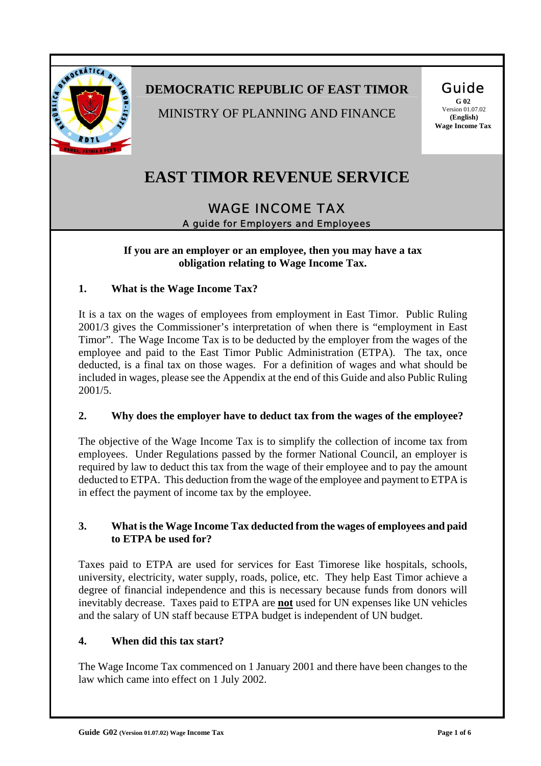**DEMOCRATIC REPUBLIC OF EAST TIMOR**

MINISTRY OF PLANNING AND FINANCE

Guide
**G 02**
Version 01.07.02
**(English)**
**Wage Income Tax**

# EAST TIMOR REVENUE SERVICE

## WAGE INCOME TAX

A guide for Employers and Employees

**If you are an employer or an employee, then you may have a tax obligation relating to Wage Income Tax.**

### 1. What is the Wage Income Tax?

It is a tax on the wages of employees from employment in East Timor. Public Ruling 2001/3 gives the Commissioner's interpretation of when there is "employment in East Timor". The Wage Income Tax is to be deducted by the employer from the wages of the employee and paid to the East Timor Public Administration (ETPA). The tax, once deducted, is a final tax on those wages. For a definition of wages and what should be included in wages, please see the Appendix at the end of this Guide and also Public Ruling 2001/5.

### 2. Why does the employer have to deduct tax from the wages of the employee?

The objective of the Wage Income Tax is to simplify the collection of income tax from employees. Under Regulations passed by the former National Council, an employer is required by law to deduct this tax from the wage of their employee and to pay the amount deducted to ETPA. This deduction from the wage of the employee and payment to ETPA is in effect the payment of income tax by the employee.

### 3. What is the Wage Income Tax deducted from the wages of employees and paid to ETPA be used for?

Taxes paid to ETPA are used for services for East Timorese like hospitals, schools, university, electricity, water supply, roads, police, etc. They help East Timor achieve a degree of financial independence and this is necessary because funds from donors will inevitably decrease. Taxes paid to ETPA are **not** used for UN expenses like UN vehicles and the salary of UN staff because ETPA budget is independent of UN budget.

### 4. When did this tax start?

The Wage Income Tax commenced on 1 January 2001 and there have been changes to the law which came into effect on 1 July 2002.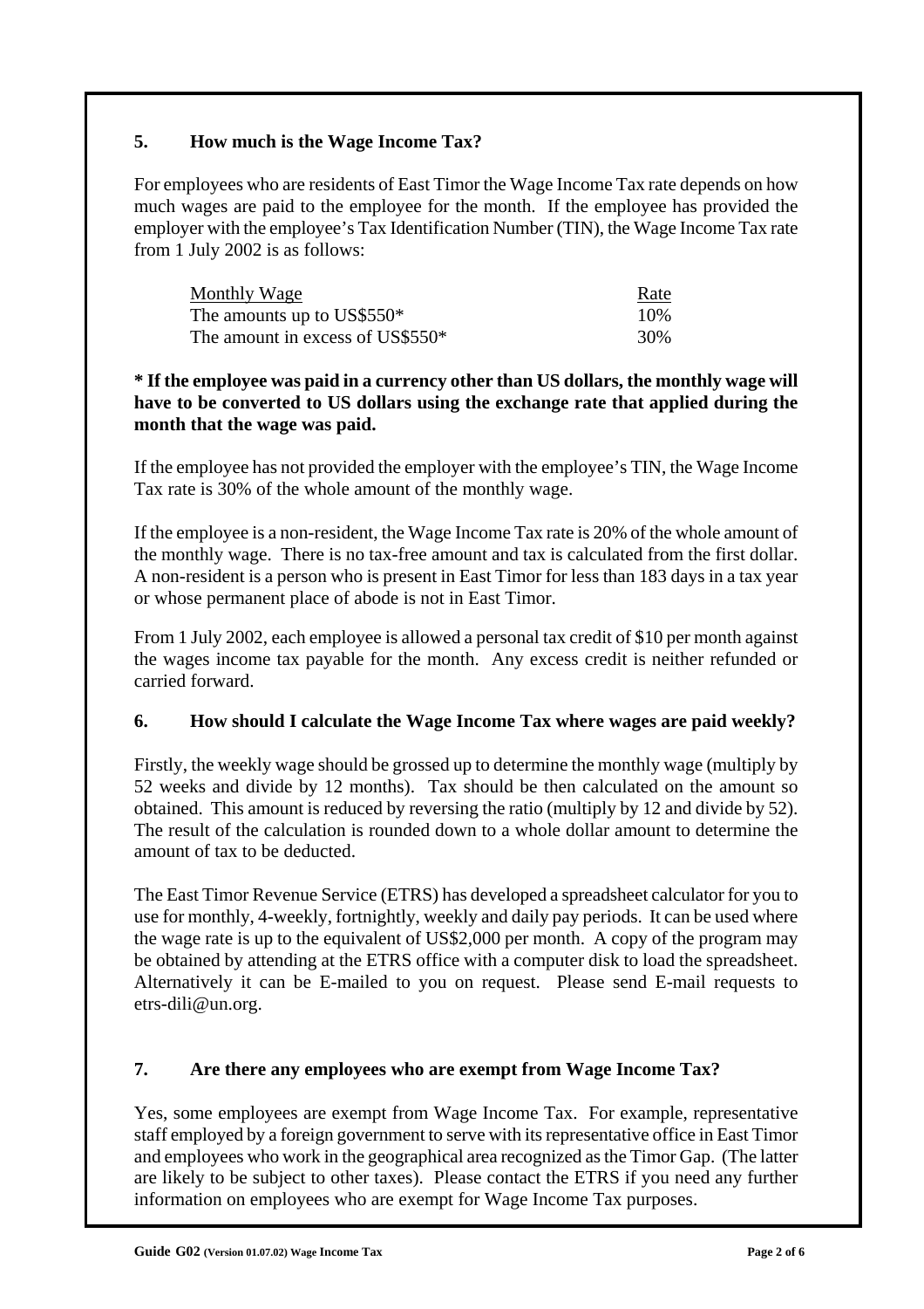## 5. How much is the Wage Income Tax?

For employees who are residents of East Timor the Wage Income Tax rate depends on how much wages are paid to the employee for the month. If the employee has provided the employer with the employee's Tax Identification Number (TIN), the Wage Income Tax rate from 1 July 2002 is as follows:

| Monthly Wage | Rate |
|---|---|
| The amounts up to US$550* | 10% |
| The amount in excess of US$550* | 30% |

**\* If the employee was paid in a currency other than US dollars, the monthly wage will have to be converted to US dollars using the exchange rate that applied during the month that the wage was paid.**

If the employee has not provided the employer with the employee's TIN, the Wage Income Tax rate is 30% of the whole amount of the monthly wage.

If the employee is a non-resident, the Wage Income Tax rate is 20% of the whole amount of the monthly wage. There is no tax-free amount and tax is calculated from the first dollar. A non-resident is a person who is present in East Timor for less than 183 days in a tax year or whose permanent place of abode is not in East Timor.

From 1 July 2002, each employee is allowed a personal tax credit of $10 per month against the wages income tax payable for the month. Any excess credit is neither refunded or carried forward.

## 6. How should I calculate the Wage Income Tax where wages are paid weekly?

Firstly, the weekly wage should be grossed up to determine the monthly wage (multiply by 52 weeks and divide by 12 months). Tax should be then calculated on the amount so obtained. This amount is reduced by reversing the ratio (multiply by 12 and divide by 52). The result of the calculation is rounded down to a whole dollar amount to determine the amount of tax to be deducted.

The East Timor Revenue Service (ETRS) has developed a spreadsheet calculator for you to use for monthly, 4-weekly, fortnightly, weekly and daily pay periods. It can be used where the wage rate is up to the equivalent of US$2,000 per month. A copy of the program may be obtained by attending at the ETRS office with a computer disk to load the spreadsheet. Alternatively it can be E-mailed to you on request. Please send E-mail requests to etrs-dili@un.org.

## 7. Are there any employees who are exempt from Wage Income Tax?

Yes, some employees are exempt from Wage Income Tax. For example, representative staff employed by a foreign government to serve with its representative office in East Timor and employees who work in the geographical area recognized as the Timor Gap. (The latter are likely to be subject to other taxes). Please contact the ETRS if you need any further information on employees who are exempt for Wage Income Tax purposes.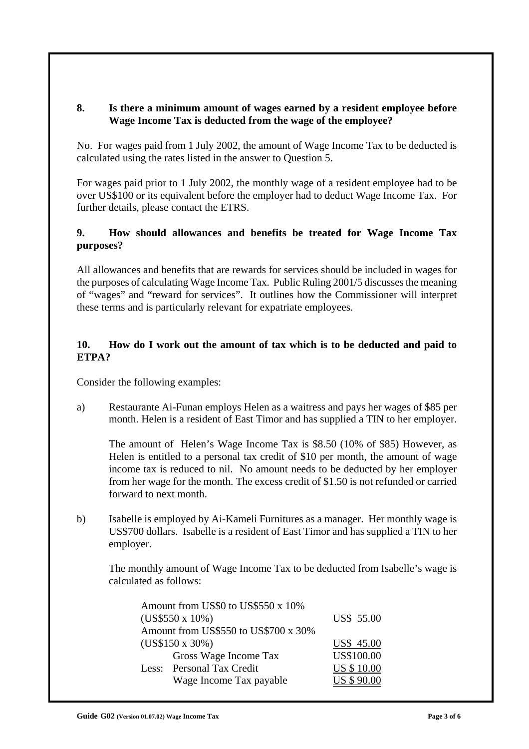### 8. Is there a minimum amount of wages earned by a resident employee before Wage Income Tax is deducted from the wage of the employee?

No. For wages paid from 1 July 2002, the amount of Wage Income Tax to be deducted is calculated using the rates listed in the answer to Question 5.

For wages paid prior to 1 July 2002, the monthly wage of a resident employee had to be over US$100 or its equivalent before the employer had to deduct Wage Income Tax. For further details, please contact the ETRS.

### 9. How should allowances and benefits be treated for Wage Income Tax purposes?

All allowances and benefits that are rewards for services should be included in wages for the purposes of calculating Wage Income Tax. Public Ruling 2001/5 discusses the meaning of "wages" and "reward for services". It outlines how the Commissioner will interpret these terms and is particularly relevant for expatriate employees.

### 10. How do I work out the amount of tax which is to be deducted and paid to ETPA?

Consider the following examples:

a) Restaurante Ai-Funan employs Helen as a waitress and pays her wages of $85 per month. Helen is a resident of East Timor and has supplied a TIN to her employer.

   The amount of Helen's Wage Income Tax is $8.50 (10% of $85) However, as Helen is entitled to a personal tax credit of $10 per month, the amount of wage income tax is reduced to nil. No amount needs to be deducted by her employer from her wage for the month. The excess credit of $1.50 is not refunded or carried forward to next month.

b) Isabelle is employed by Ai-Kameli Furnitures as a manager. Her monthly wage is US$700 dollars. Isabelle is a resident of East Timor and has supplied a TIN to her employer.

   The monthly amount of Wage Income Tax to be deducted from Isabelle's wage is calculated as follows:

| | |
|---|---|
| Amount from US$0 to US$550 x 10% (US$550 x 10%) | US$ 55.00 |
| Amount from US$550 to US$700 x 30% (US$150 x 30%) | US$ 45.00 |
| Gross Wage Income Tax | US$100.00 |
| Less: Personal Tax Credit | US $ 10.00 |
| Wage Income Tax payable | US $ 90.00 |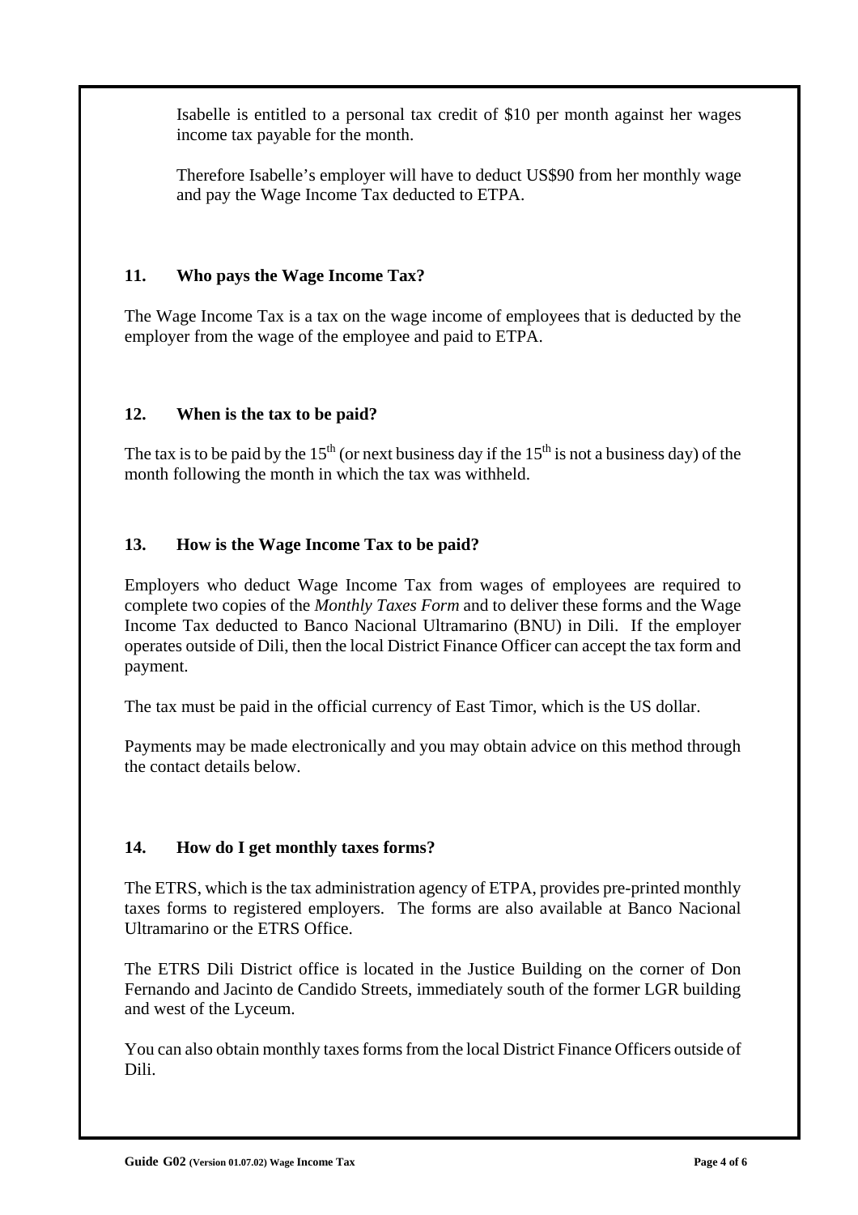Isabelle is entitled to a personal tax credit of \$10 per month against her wages income tax payable for the month.

Therefore Isabelle's employer will have to deduct US\$90 from her monthly wage and pay the Wage Income Tax deducted to ETPA.

### 11. Who pays the Wage Income Tax?

The Wage Income Tax is a tax on the wage income of employees that is deducted by the employer from the wage of the employee and paid to ETPA.

### 12. When is the tax to be paid?

The tax is to be paid by the $15^{th}$ (or next business day if the $15^{th}$ is not a business day) of the month following the month in which the tax was withheld.

### 13. How is the Wage Income Tax to be paid?

Employers who deduct Wage Income Tax from wages of employees are required to complete two copies of the *Monthly Taxes Form* and to deliver these forms and the Wage Income Tax deducted to Banco Nacional Ultramarino (BNU) in Dili. If the employer operates outside of Dili, then the local District Finance Officer can accept the tax form and payment.

The tax must be paid in the official currency of East Timor, which is the US dollar.

Payments may be made electronically and you may obtain advice on this method through the contact details below.

### 14. How do I get monthly taxes forms?

The ETRS, which is the tax administration agency of ETPA, provides pre-printed monthly taxes forms to registered employers. The forms are also available at Banco Nacional Ultramarino or the ETRS Office.

The ETRS Dili District office is located in the Justice Building on the corner of Don Fernando and Jacinto de Candido Streets, immediately south of the former LGR building and west of the Lyceum.

You can also obtain monthly taxes forms from the local District Finance Officers outside of Dili.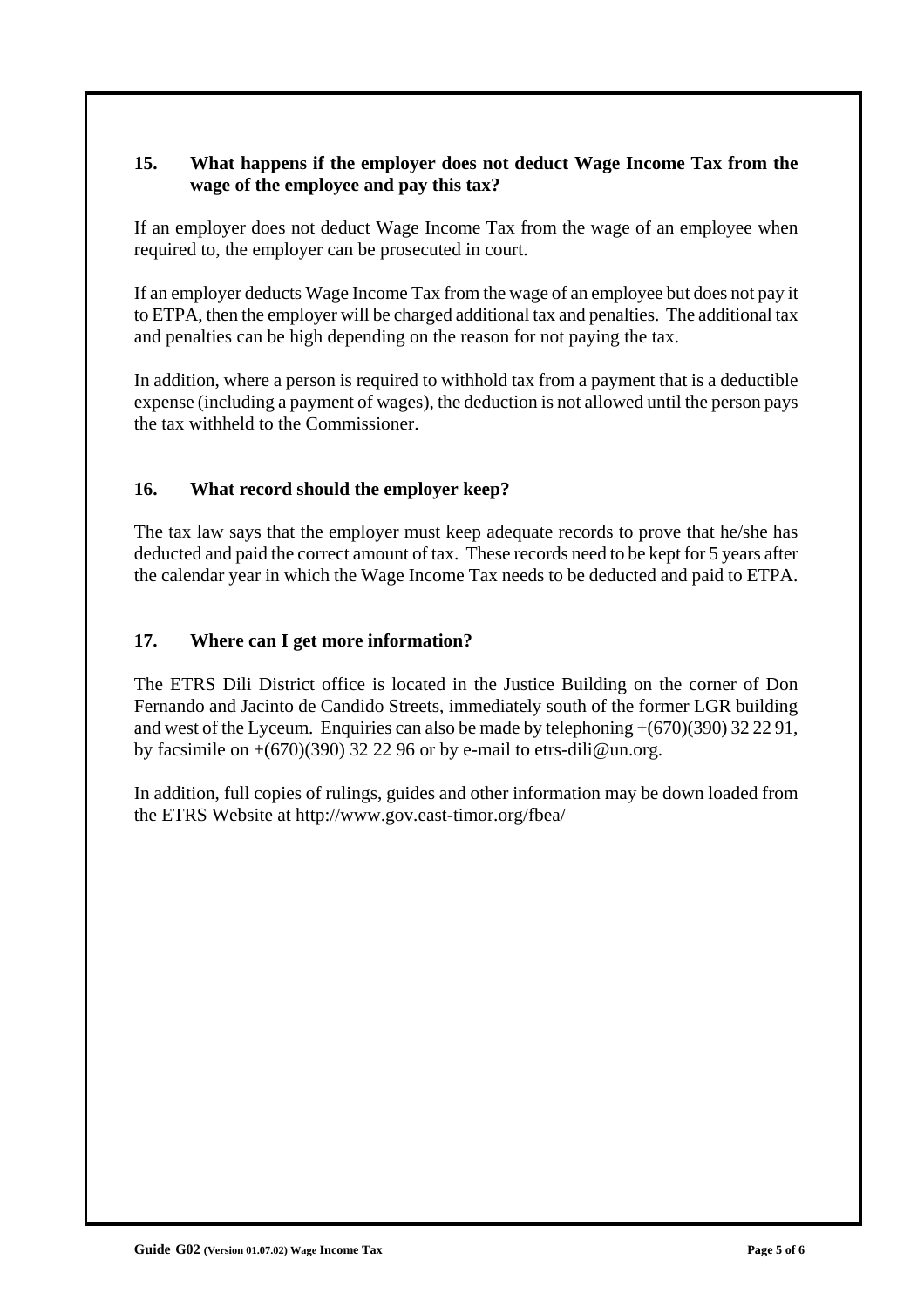## 15. What happens if the employer does not deduct Wage Income Tax from the wage of the employee and pay this tax?

If an employer does not deduct Wage Income Tax from the wage of an employee when required to, the employer can be prosecuted in court.

If an employer deducts Wage Income Tax from the wage of an employee but does not pay it to ETPA, then the employer will be charged additional tax and penalties. The additional tax and penalties can be high depending on the reason for not paying the tax.

In addition, where a person is required to withhold tax from a payment that is a deductible expense (including a payment of wages), the deduction is not allowed until the person pays the tax withheld to the Commissioner.

## 16. What record should the employer keep?

The tax law says that the employer must keep adequate records to prove that he/she has deducted and paid the correct amount of tax. These records need to be kept for 5 years after the calendar year in which the Wage Income Tax needs to be deducted and paid to ETPA.

## 17. Where can I get more information?

The ETRS Dili District office is located in the Justice Building on the corner of Don Fernando and Jacinto de Candido Streets, immediately south of the former LGR building and west of the Lyceum. Enquiries can also be made by telephoning +(670)(390) 32 22 91, by facsimile on +(670)(390) 32 22 96 or by e-mail to etrs-dili@un.org.

In addition, full copies of rulings, guides and other information may be down loaded from the ETRS Website at http://www.gov.east-timor.org/fbea/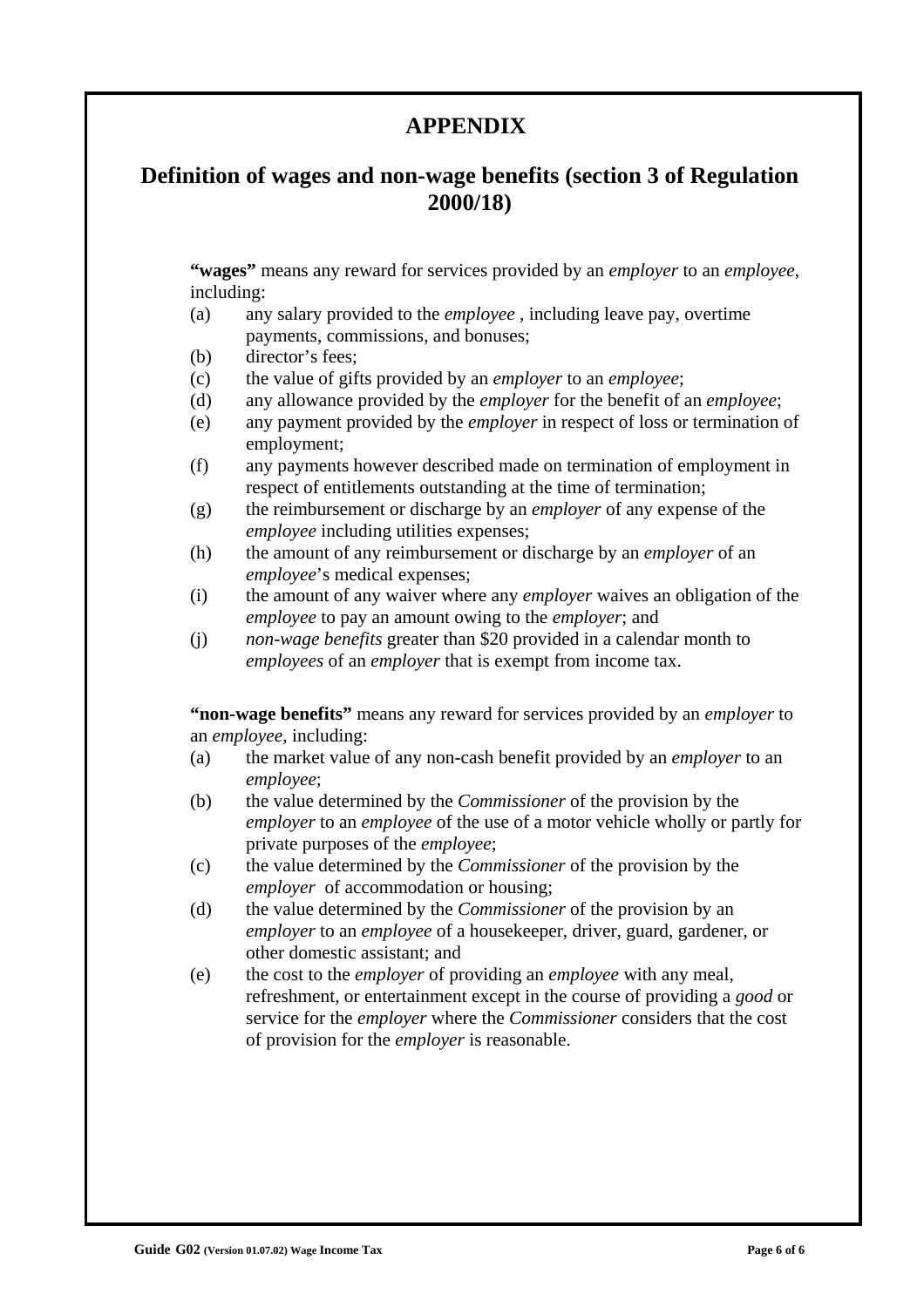# APPENDIX

## Definition of wages and non-wage benefits (section 3 of Regulation 2000/18)

**"wages"** means any reward for services provided by an *employer* to an *employee*, including:

(a) any salary provided to the *employee* , including leave pay, overtime payments, commissions, and bonuses;

(b) director's fees;

(c) the value of gifts provided by an *employer* to an *employee*;

(d) any allowance provided by the *employer* for the benefit of an *employee*;

(e) any payment provided by the *employer* in respect of loss or termination of employment;

(f) any payments however described made on termination of employment in respect of entitlements outstanding at the time of termination;

(g) the reimbursement or discharge by an *employer* of any expense of the *employee* including utilities expenses;

(h) the amount of any reimbursement or discharge by an *employer* of an *employee*'s medical expenses;

(i) the amount of any waiver where any *employer* waives an obligation of the *employee* to pay an amount owing to the *employer*; and

(j) *non-wage benefits* greater than $20 provided in a calendar month to *employees* of an *employer* that is exempt from income tax.

**"non-wage benefits"** means any reward for services provided by an *employer* to an *employee*, including:

(a) the market value of any non-cash benefit provided by an *employer* to an *employee*;

(b) the value determined by the *Commissioner* of the provision by the *employer* to an *employee* of the use of a motor vehicle wholly or partly for private purposes of the *employee*;

(c) the value determined by the *Commissioner* of the provision by the *employer* of accommodation or housing;

(d) the value determined by the *Commissioner* of the provision by an *employer* to an *employee* of a housekeeper, driver, guard, gardener, or other domestic assistant; and

(e) the cost to the *employer* of providing an *employee* with any meal, refreshment, or entertainment except in the course of providing a *good* or service for the *employer* where the *Commissioner* considers that the cost of provision for the *employer* is reasonable.